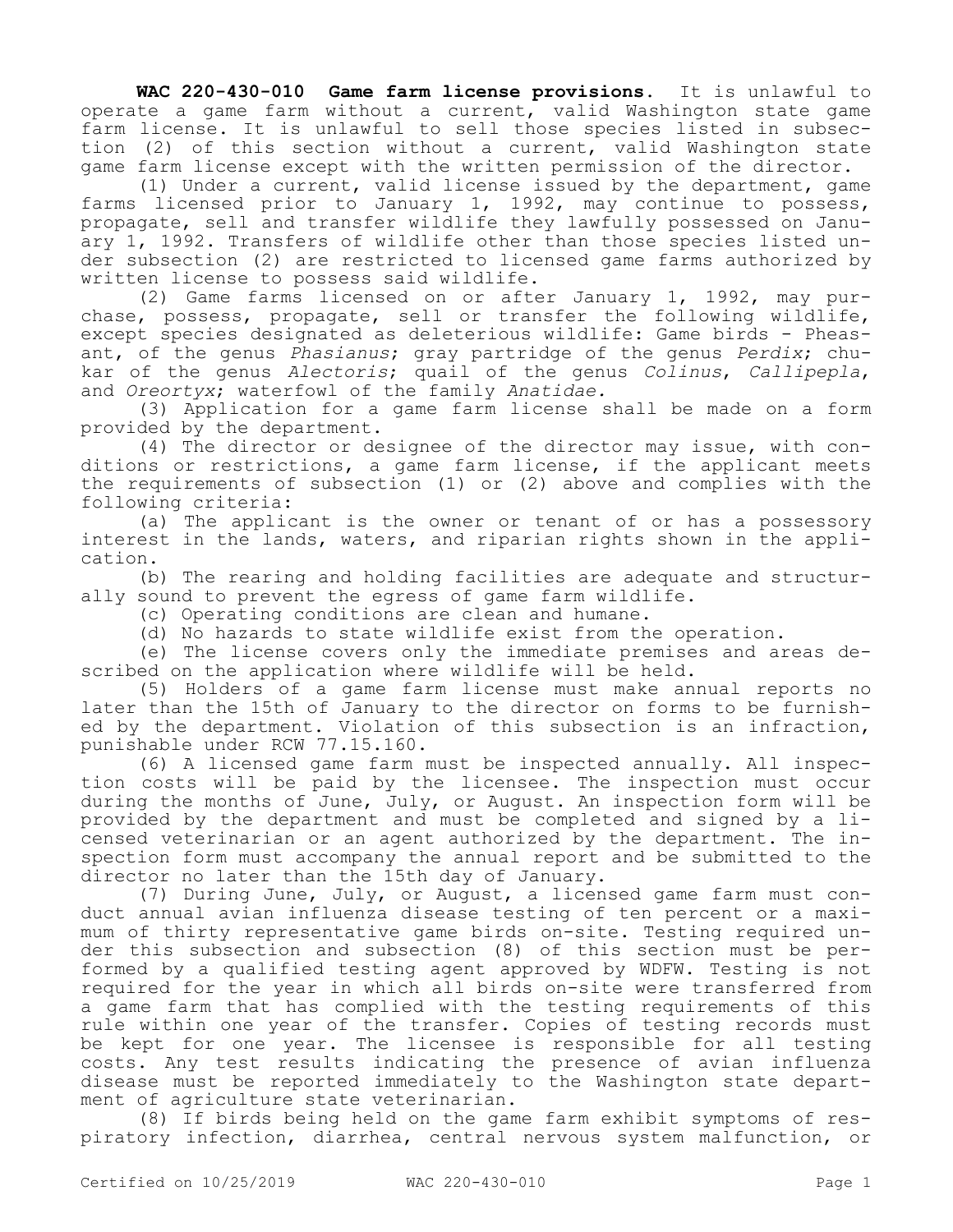**WAC 220-430-010 Game farm license provisions.** It is unlawful to operate a game farm without a current, valid Washington state game farm license. It is unlawful to sell those species listed in subsection (2) of this section without a current, valid Washington state game farm license except with the written permission of the director.

(1) Under a current, valid license issued by the department, game farms licensed prior to January 1, 1992, may continue to possess, propagate, sell and transfer wildlife they lawfully possessed on January 1, 1992. Transfers of wildlife other than those species listed under subsection (2) are restricted to licensed game farms authorized by written license to possess said wildlife.

(2) Game farms licensed on or after January 1, 1992, may purchase, possess, propagate, sell or transfer the following wildlife, except species designated as deleterious wildlife: Game birds - Pheasant, of the genus *Phasianus*; gray partridge of the genus *Perdix*; chukar of the genus *Alectoris*; quail of the genus *Colinus*, *Callipepla*, and *Oreortyx*; waterfowl of the family *Anatidae*.

(3) Application for a game farm license shall be made on a form provided by the department.

(4) The director or designee of the director may issue, with conditions or restrictions, a game farm license, if the applicant meets the requirements of subsection (1) or (2) above and complies with the following criteria:

(a) The applicant is the owner or tenant of or has a possessory interest in the lands, waters, and riparian rights shown in the application.

(b) The rearing and holding facilities are adequate and structurally sound to prevent the egress of game farm wildlife.

(c) Operating conditions are clean and humane.

(d) No hazards to state wildlife exist from the operation.

(e) The license covers only the immediate premises and areas described on the application where wildlife will be held.

(5) Holders of a game farm license must make annual reports no later than the 15th of January to the director on forms to be furnished by the department. Violation of this subsection is an infraction, punishable under RCW 77.15.160.

(6) A licensed game farm must be inspected annually. All inspection costs will be paid by the licensee. The inspection must occur during the months of June, July, or August. An inspection form will be provided by the department and must be completed and signed by a licensed veterinarian or an agent authorized by the department. The inspection form must accompany the annual report and be submitted to the director no later than the 15th day of January.

(7) During June, July, or August, a licensed game farm must conduct annual avian influenza disease testing of ten percent or a maximum of thirty representative game birds on-site. Testing required under this subsection and subsection (8) of this section must be performed by a qualified testing agent approved by WDFW. Testing is not required for the year in which all birds on-site were transferred from a game farm that has complied with the testing requirements of this rule within one year of the transfer. Copies of testing records must be kept for one year. The licensee is responsible for all testing costs. Any test results indicating the presence of avian influenza disease must be reported immediately to the Washington state department of agriculture state veterinarian.

(8) If birds being held on the game farm exhibit symptoms of respiratory infection, diarrhea, central nervous system malfunction, or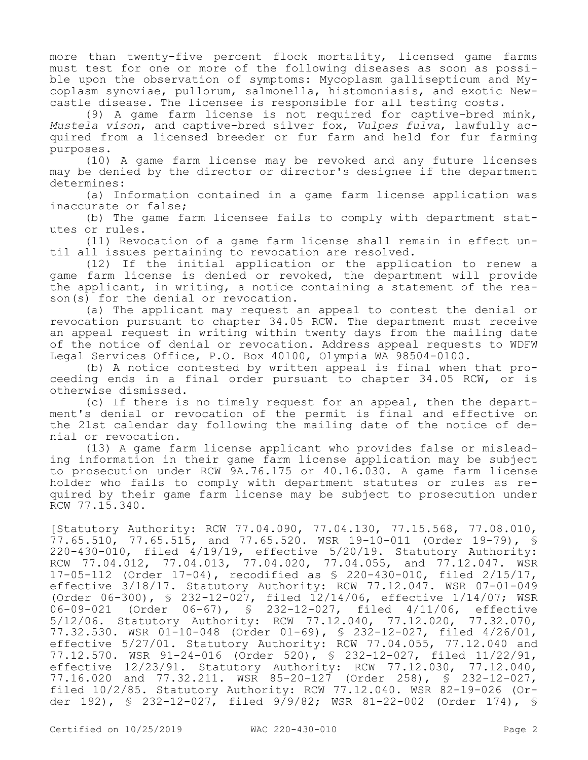more than twenty-five percent flock mortality, licensed game farms must test for one or more of the following diseases as soon as possible upon the observation of symptoms: Mycoplasm gallisepticum and Mycoplasm synoviae, pullorum, salmonella, histomoniasis, and exotic Newcastle disease. The licensee is responsible for all testing costs.

(9) A game farm license is not required for captive-bred mink, *Mustela vison*, and captive-bred silver fox, *Vulpes fulva*, lawfully acquired from a licensed breeder or fur farm and held for fur farming purposes.

(10) A game farm license may be revoked and any future licenses may be denied by the director or director's designee if the department determines:

(a) Information contained in a game farm license application was inaccurate or false;

(b) The game farm licensee fails to comply with department statutes or rules.

(11) Revocation of a game farm license shall remain in effect until all issues pertaining to revocation are resolved.

(12) If the initial application or the application to renew a game farm license is denied or revoked, the department will provide the applicant, in writing, a notice containing a statement of the reason(s) for the denial or revocation.

(a) The applicant may request an appeal to contest the denial or revocation pursuant to chapter 34.05 RCW. The department must receive an appeal request in writing within twenty days from the mailing date of the notice of denial or revocation. Address appeal requests to WDFW Legal Services Office, P.O. Box 40100, Olympia WA 98504-0100.

(b) A notice contested by written appeal is final when that proceeding ends in a final order pursuant to chapter 34.05 RCW, or is otherwise dismissed.

(c) If there is no timely request for an appeal, then the department's denial or revocation of the permit is final and effective on the 21st calendar day following the mailing date of the notice of denial or revocation.

(13) A game farm license applicant who provides false or misleading information in their game farm license application may be subject to prosecution under RCW 9A.76.175 or 40.16.030. A game farm license holder who fails to comply with department statutes or rules as required by their game farm license may be subject to prosecution under RCW 77.15.340.

[Statutory Authority: RCW 77.04.090, 77.04.130, 77.15.568, 77.08.010, 77.65.510, 77.65.515, and 77.65.520. WSR 19-10-011 (Order 19-79), § 220-430-010, filed 4/19/19, effective 5/20/19. Statutory Authority: RCW 77.04.012, 77.04.013, 77.04.020, 77.04.055, and 77.12.047. WSR 17-05-112 (Order 17-04), recodified as § 220-430-010, filed 2/15/17, effective 3/18/17. Statutory Authority: RCW 77.12.047. WSR 07-01-049 (Order 06-300), § 232-12-027, filed 12/14/06, effective 1/14/07; WSR 06-09-021 (Order 06-67), § 232-12-027, filed 4/11/06, effective 5/12/06. Statutory Authority: RCW 77.12.040, 77.12.020, 77.32.070, 77.32.530. WSR 01-10-048 (Order 01-69), § 232-12-027, filed 4/26/01, effective 5/27/01. Statutory Authority: RCW 77.04.055, 77.12.040 and 77.12.570. WSR 91-24-016 (Order 520), § 232-12-027, filed 11/22/91, effective 12/23/91. Statutory Authority: RCW 77.12.030, 77.12.040, 77.16.020 and 77.32.211. WSR 85-20-127 (Order 258), § 232-12-027, filed 10/2/85. Statutory Authority: RCW 77.12.040. WSR 82-19-026 (Order 192), § 232-12-027, filed 9/9/82; WSR 81-22-002 (Order 174), §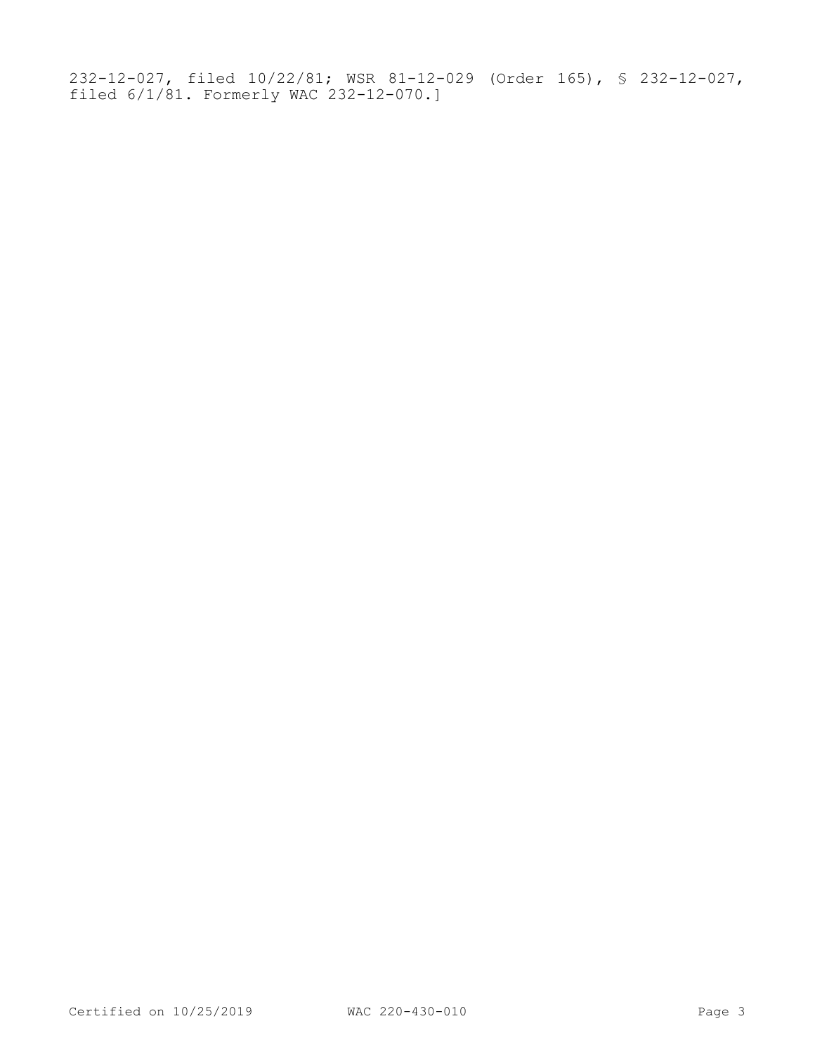232-12-027, filed 10/22/81; WSR 81-12-029 (Order 165), § 232-12-027, filed 6/1/81. Formerly WAC 232-12-070.]